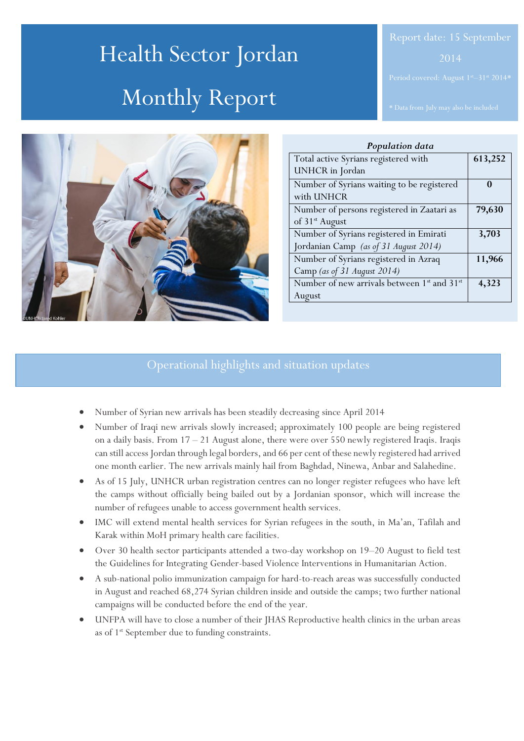# Health Sector Jordan Monthly Report

Report date: 15 September 2014

Period covered: August 1[st]–31[st] 2014*

* Data from July may also be included

| *Population data* | |
|---|---|
| Total active Syrians registered with UNHCR in Jordan | **613,252** |
| Number of Syrians waiting to be registered with UNHCR | **0** |
| Number of persons registered in Zaatari as of 31[st] August | **79,630** |
| Number of Syrians registered in Emirati Jordanian Camp *(as of 31 August 2014)* | **3,703** |
| Number of Syrians registered in Azraq Camp *(as of 31 August 2014)* | **11,966** |
| Number of new arrivals between 1[st] and 31[st] August | **4,323** |

## Operational highlights and situation updates

- Number of Syrian new arrivals has been steadily decreasing since April 2014
- Number of Iraqi new arrivals slowly increased; approximately 100 people are being registered on a daily basis. From 17 – 21 August alone, there were over 550 newly registered Iraqis. Iraqis can still access Jordan through legal borders, and 66 per cent of these newly registered had arrived one month earlier. The new arrivals mainly hail from Baghdad, Ninewa, Anbar and Salahedine.
- As of 15 July, UNHCR urban registration centres can no longer register refugees who have left the camps without officially being bailed out by a Jordanian sponsor, which will increase the number of refugees unable to access government health services.
- IMC will extend mental health services for Syrian refugees in the south, in Ma'an, Tafilah and Karak within MoH primary health care facilities.
- Over 30 health sector participants attended a two-day workshop on 19–20 August to field test the Guidelines for Integrating Gender-based Violence Interventions in Humanitarian Action.
- A sub-national polio immunization campaign for hard-to-reach areas was successfully conducted in August and reached 68,274 Syrian children inside and outside the camps; two further national campaigns will be conducted before the end of the year.
- UNFPA will have to close a number of their JHAS Reproductive health clinics in the urban areas as of 1[st] September due to funding constraints.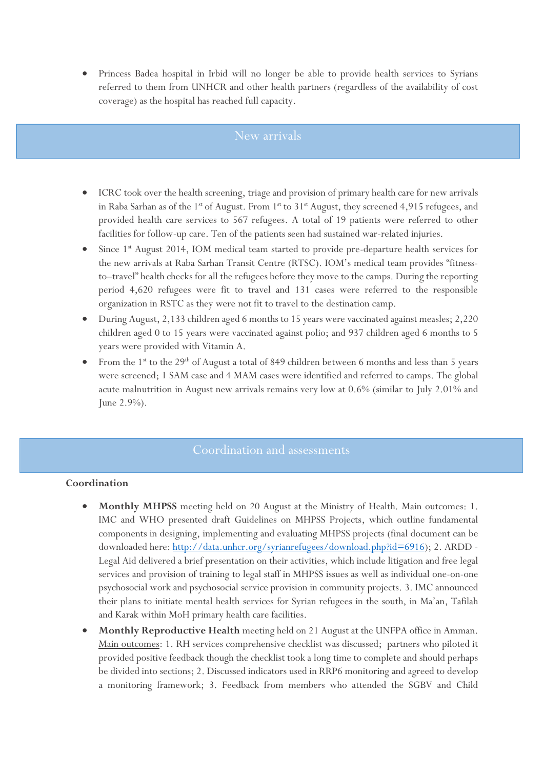- Princess Badea hospital in Irbid will no longer be able to provide health services to Syrians referred to them from UNHCR and other health partners (regardless of the availability of cost coverage) as the hospital has reached full capacity.

## New arrivals

- ICRC took over the health screening, triage and provision of primary health care for new arrivals in Raba Sarhan as of the 1st of August. From 1st to 31st August, they screened 4,915 refugees, and provided health care services to 567 refugees. A total of 19 patients were referred to other facilities for follow-up care. Ten of the patients seen had sustained war-related injuries.
- Since 1st August 2014, IOM medical team started to provide pre-departure health services for the new arrivals at Raba Sarhan Transit Centre (RTSC). IOM's medical team provides "fitness-to–travel" health checks for all the refugees before they move to the camps. During the reporting period 4,620 refugees were fit to travel and 131 cases were referred to the responsible organization in RSTC as they were not fit to travel to the destination camp.
- During August, 2,133 children aged 6 months to 15 years were vaccinated against measles; 2,220 children aged 0 to 15 years were vaccinated against polio; and 937 children aged 6 months to 5 years were provided with Vitamin A.
- From the 1st to the 29th of August a total of 849 children between 6 months and less than 5 years were screened; 1 SAM case and 4 MAM cases were identified and referred to camps. The global acute malnutrition in August new arrivals remains very low at 0.6% (similar to July 2.01% and June 2.9%).

## Coordination and assessments

### Coordination

- **Monthly MHPSS** meeting held on 20 August at the Ministry of Health. Main outcomes: 1. IMC and WHO presented draft Guidelines on MHPSS Projects, which outline fundamental components in designing, implementing and evaluating MHPSS projects (final document can be downloaded here: http://data.unhcr.org/syrianrefugees/download.php?id=6916); 2. ARDD - Legal Aid delivered a brief presentation on their activities, which include litigation and free legal services and provision of training to legal staff in MHPSS issues as well as individual one-on-one psychosocial work and psychosocial service provision in community projects. 3. IMC announced their plans to initiate mental health services for Syrian refugees in the south, in Ma'an, Tafilah and Karak within MoH primary health care facilities.
- **Monthly Reproductive Health** meeting held on 21 August at the UNFPA office in Amman. Main outcomes: 1. RH services comprehensive checklist was discussed; partners who piloted it provided positive feedback though the checklist took a long time to complete and should perhaps be divided into sections; 2. Discussed indicators used in RRP6 monitoring and agreed to develop a monitoring framework; 3. Feedback from members who attended the SGBV and Child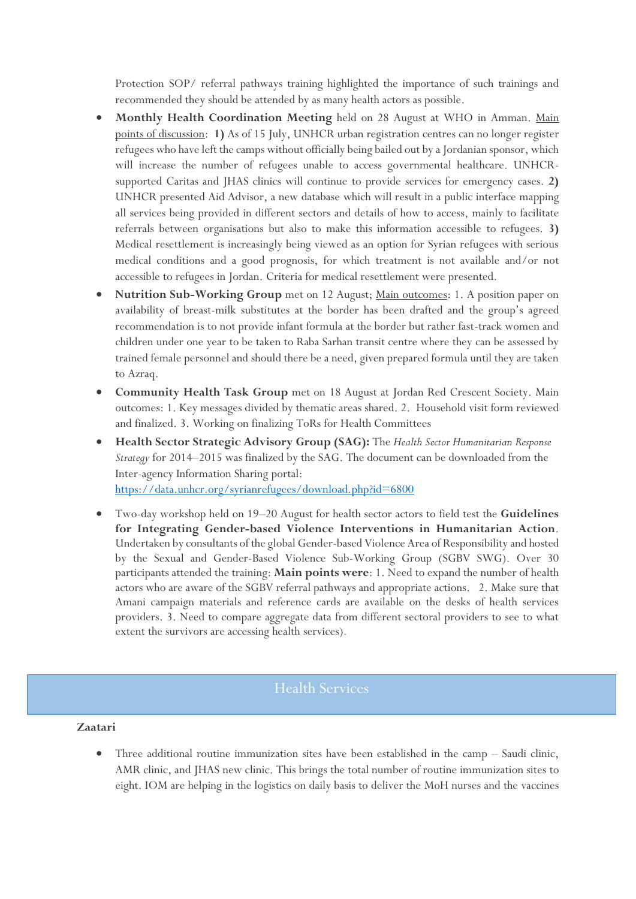Protection SOP/ referral pathways training highlighted the importance of such trainings and recommended they should be attended by as many health actors as possible.

- **Monthly Health Coordination Meeting** held on 28 August at WHO in Amman. Main points of discussion: **1)** As of 15 July, UNHCR urban registration centres can no longer register refugees who have left the camps without officially being bailed out by a Jordanian sponsor, which will increase the number of refugees unable to access governmental healthcare. UNHCR-supported Caritas and JHAS clinics will continue to provide services for emergency cases. **2)** UNHCR presented Aid Advisor, a new database which will result in a public interface mapping all services being provided in different sectors and details of how to access, mainly to facilitate referrals between organisations but also to make this information accessible to refugees. **3)** Medical resettlement is increasingly being viewed as an option for Syrian refugees with serious medical conditions and a good prognosis, for which treatment is not available and/or not accessible to refugees in Jordan. Criteria for medical resettlement were presented.
- **Nutrition Sub-Working Group** met on 12 August; Main outcomes: 1. A position paper on availability of breast-milk substitutes at the border has been drafted and the group's agreed recommendation is to not provide infant formula at the border but rather fast-track women and children under one year to be taken to Raba Sarhan transit centre where they can be assessed by trained female personnel and should there be a need, given prepared formula until they are taken to Azraq.
- **Community Health Task Group** met on 18 August at Jordan Red Crescent Society. Main outcomes: 1. Key messages divided by thematic areas shared. 2. Household visit form reviewed and finalized. 3. Working on finalizing ToRs for Health Committees
- **Health Sector Strategic Advisory Group (SAG):** The *Health Sector Humanitarian Response Strategy* for 2014–2015 was finalized by the SAG. The document can be downloaded from the Inter-agency Information Sharing portal: https://data.unhcr.org/syrianrefugees/download.php?id=6800
- Two-day workshop held on 19–20 August for health sector actors to field test the **Guidelines for Integrating Gender-based Violence Interventions in Humanitarian Action**. Undertaken by consultants of the global Gender-based Violence Area of Responsibility and hosted by the Sexual and Gender-Based Violence Sub-Working Group (SGBV SWG). Over 30 participants attended the training: **Main points were**: 1. Need to expand the number of health actors who are aware of the SGBV referral pathways and appropriate actions. 2. Make sure that Amani campaign materials and reference cards are available on the desks of health services providers. 3. Need to compare aggregate data from different sectoral providers to see to what extent the survivors are accessing health services).

## Health Services

**Zaatari**

- Three additional routine immunization sites have been established in the camp – Saudi clinic, AMR clinic, and JHAS new clinic. This brings the total number of routine immunization sites to eight. IOM are helping in the logistics on daily basis to deliver the MoH nurses and the vaccines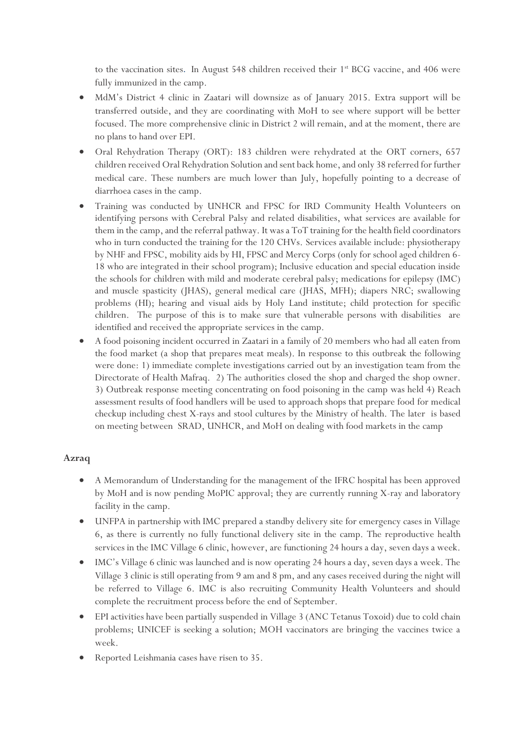to the vaccination sites. In August 548 children received their 1st BCG vaccine, and 406 were fully immunized in the camp.

- MdM's District 4 clinic in Zaatari will downsize as of January 2015. Extra support will be transferred outside, and they are coordinating with MoH to see where support will be better focused. The more comprehensive clinic in District 2 will remain, and at the moment, there are no plans to hand over EPI.
- Oral Rehydration Therapy (ORT): 183 children were rehydrated at the ORT corners, 657 children received Oral Rehydration Solution and sent back home, and only 38 referred for further medical care. These numbers are much lower than July, hopefully pointing to a decrease of diarrhoea cases in the camp.
- Training was conducted by UNHCR and FPSC for IRD Community Health Volunteers on identifying persons with Cerebral Palsy and related disabilities, what services are available for them in the camp, and the referral pathway. It was a ToT training for the health field coordinators who in turn conducted the training for the 120 CHVs. Services available include: physiotherapy by NHF and FPSC, mobility aids by HI, FPSC and Mercy Corps (only for school aged children 6-18 who are integrated in their school program); Inclusive education and special education inside the schools for children with mild and moderate cerebral palsy; medications for epilepsy (IMC) and muscle spasticity (JHAS), general medical care (JHAS, MFH); diapers NRC; swallowing problems (HI); hearing and visual aids by Holy Land institute; child protection for specific children. The purpose of this is to make sure that vulnerable persons with disabilities are identified and received the appropriate services in the camp.
- A food poisoning incident occurred in Zaatari in a family of 20 members who had all eaten from the food market (a shop that prepares meat meals). In response to this outbreak the following were done: 1) immediate complete investigations carried out by an investigation team from the Directorate of Health Mafraq. 2) The authorities closed the shop and charged the shop owner. 3) Outbreak response meeting concentrating on food poisoning in the camp was held 4) Reach assessment results of food handlers will be used to approach shops that prepare food for medical checkup including chest X-rays and stool cultures by the Ministry of health. The later is based on meeting between SRAD, UNHCR, and MoH on dealing with food markets in the camp

**Azraq**

- A Memorandum of Understanding for the management of the IFRC hospital has been approved by MoH and is now pending MoPIC approval; they are currently running X-ray and laboratory facility in the camp.
- UNFPA in partnership with IMC prepared a standby delivery site for emergency cases in Village 6, as there is currently no fully functional delivery site in the camp. The reproductive health services in the IMC Village 6 clinic, however, are functioning 24 hours a day, seven days a week.
- IMC's Village 6 clinic was launched and is now operating 24 hours a day, seven days a week. The Village 3 clinic is still operating from 9 am and 8 pm, and any cases received during the night will be referred to Village 6. IMC is also recruiting Community Health Volunteers and should complete the recruitment process before the end of September.
- EPI activities have been partially suspended in Village 3 (ANC Tetanus Toxoid) due to cold chain problems; UNICEF is seeking a solution; MOH vaccinators are bringing the vaccines twice a week.
- Reported Leishmania cases have risen to 35.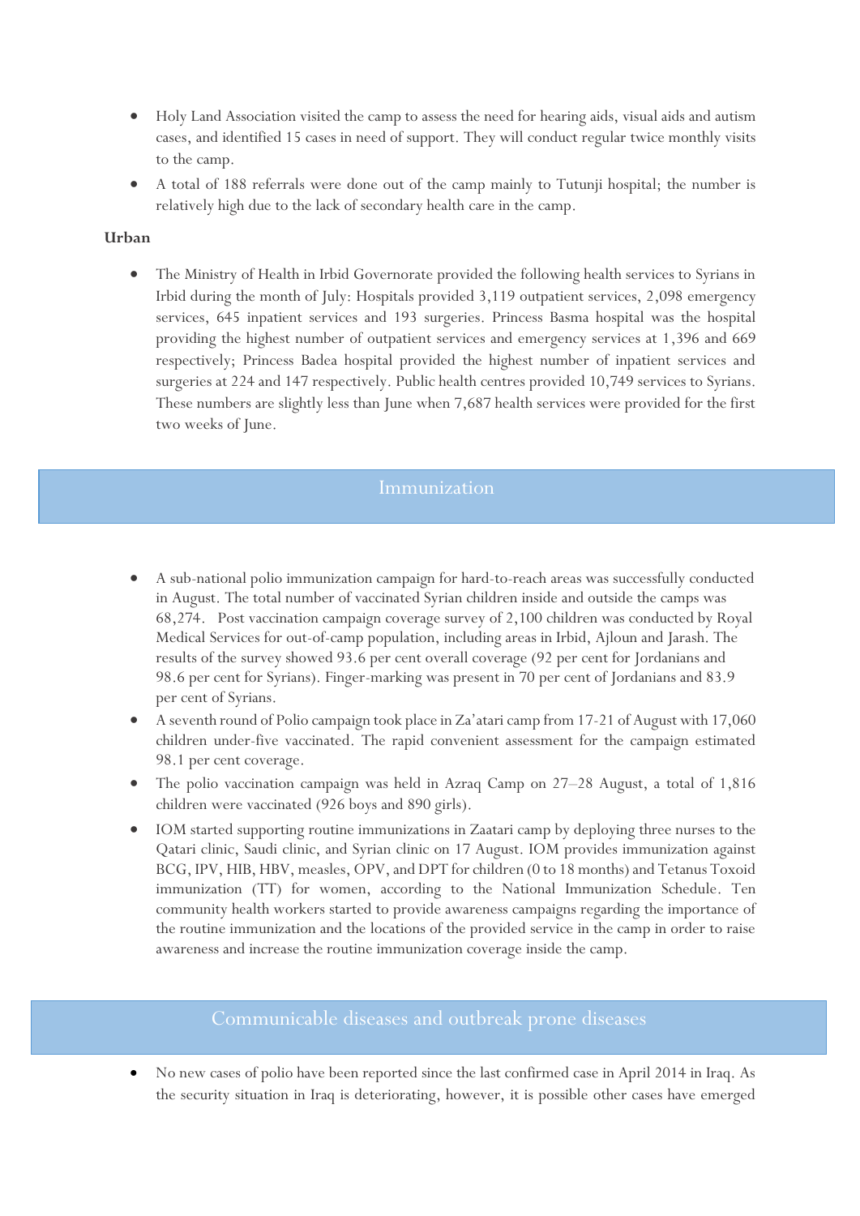- Holy Land Association visited the camp to assess the need for hearing aids, visual aids and autism cases, and identified 15 cases in need of support. They will conduct regular twice monthly visits to the camp.
- A total of 188 referrals were done out of the camp mainly to Tutunji hospital; the number is relatively high due to the lack of secondary health care in the camp.

**Urban**

- The Ministry of Health in Irbid Governorate provided the following health services to Syrians in Irbid during the month of July: Hospitals provided 3,119 outpatient services, 2,098 emergency services, 645 inpatient services and 193 surgeries. Princess Basma hospital was the hospital providing the highest number of outpatient services and emergency services at 1,396 and 669 respectively; Princess Badea hospital provided the highest number of inpatient services and surgeries at 224 and 147 respectively. Public health centres provided 10,749 services to Syrians. These numbers are slightly less than June when 7,687 health services were provided for the first two weeks of June.

## Immunization

- A sub-national polio immunization campaign for hard-to-reach areas was successfully conducted in August. The total number of vaccinated Syrian children inside and outside the camps was 68,274. Post vaccination campaign coverage survey of 2,100 children was conducted by Royal Medical Services for out-of-camp population, including areas in Irbid, Ajloun and Jarash. The results of the survey showed 93.6 per cent overall coverage (92 per cent for Jordanians and 98.6 per cent for Syrians). Finger-marking was present in 70 per cent of Jordanians and 83.9 per cent of Syrians.
- A seventh round of Polio campaign took place in Za'atari camp from 17-21 of August with 17,060 children under-five vaccinated. The rapid convenient assessment for the campaign estimated 98.1 per cent coverage.
- The polio vaccination campaign was held in Azraq Camp on 27–28 August, a total of 1,816 children were vaccinated (926 boys and 890 girls).
- IOM started supporting routine immunizations in Zaatari camp by deploying three nurses to the Qatari clinic, Saudi clinic, and Syrian clinic on 17 August. IOM provides immunization against BCG, IPV, HIB, HBV, measles, OPV, and DPT for children (0 to 18 months) and Tetanus Toxoid immunization (TT) for women, according to the National Immunization Schedule. Ten community health workers started to provide awareness campaigns regarding the importance of the routine immunization and the locations of the provided service in the camp in order to raise awareness and increase the routine immunization coverage inside the camp.

## Communicable diseases and outbreak prone diseases

- No new cases of polio have been reported since the last confirmed case in April 2014 in Iraq. As the security situation in Iraq is deteriorating, however, it is possible other cases have emerged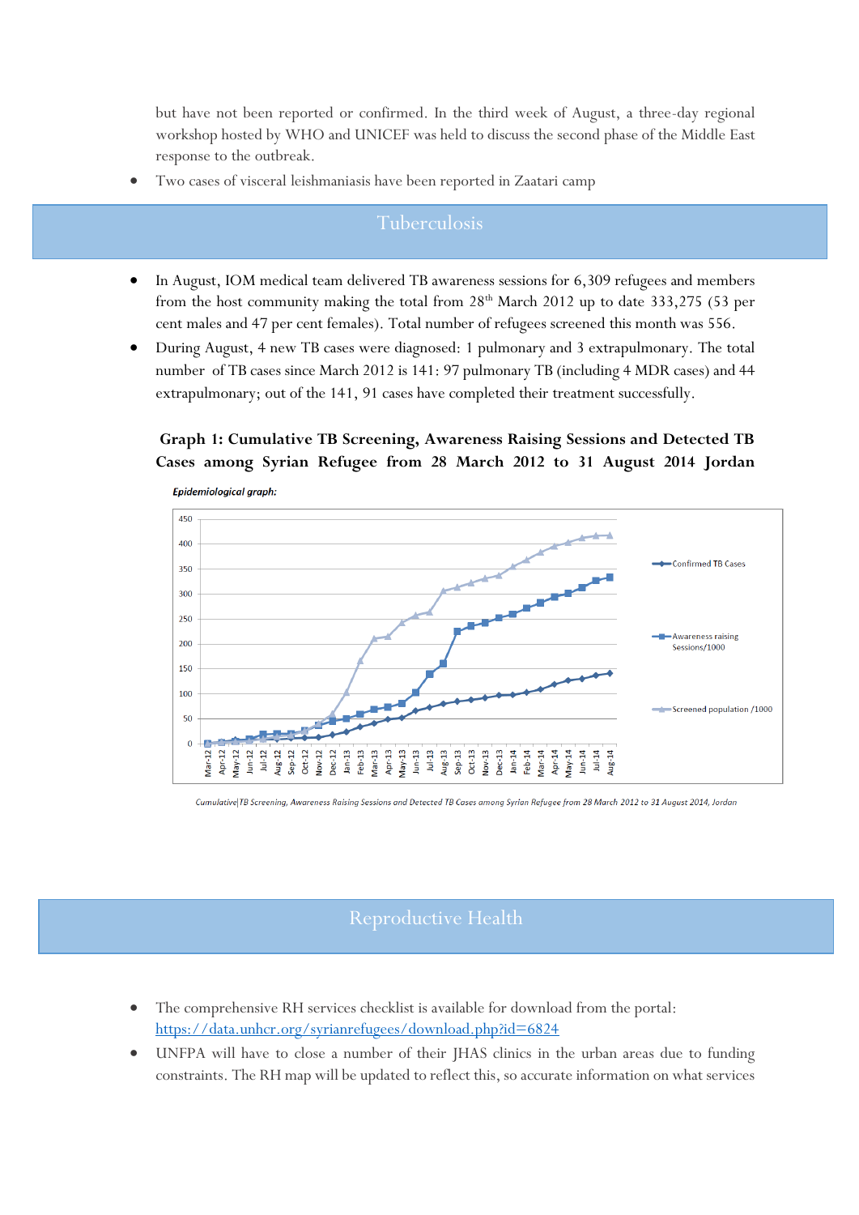but have not been reported or confirmed. In the third week of August, a three-day regional workshop hosted by WHO and UNICEF was held to discuss the second phase of the Middle East response to the outbreak.

- Two cases of visceral leishmaniasis have been reported in Zaatari camp

## Tuberculosis

- In August, IOM medical team delivered TB awareness sessions for 6,309 refugees and members from the host community making the total from 28th March 2012 up to date 333,275 (53 per cent males and 47 per cent females). Total number of refugees screened this month was 556.
- During August, 4 new TB cases were diagnosed: 1 pulmonary and 3 extrapulmonary. The total number of TB cases since March 2012 is 141: 97 pulmonary TB (including 4 MDR cases) and 44 extrapulmonary; out of the 141, 91 cases have completed their treatment successfully.

**Graph 1: Cumulative TB Screening, Awareness Raising Sessions and Detected TB Cases among Syrian Refugee from 28 March 2012 to 31 August 2014 Jordan**

*Epidemiological graph:*

*Cumulative TB Screening, Awareness Raising Sessions and Detected TB Cases among Syrian Refugee from 28 March 2012 to 31 August 2014, Jordan*

## Reproductive Health

- The comprehensive RH services checklist is available for download from the portal: https://data.unhcr.org/syrianrefugees/download.php?id=6824
- UNFPA will have to close a number of their JHAS clinics in the urban areas due to funding constraints. The RH map will be updated to reflect this, so accurate information on what services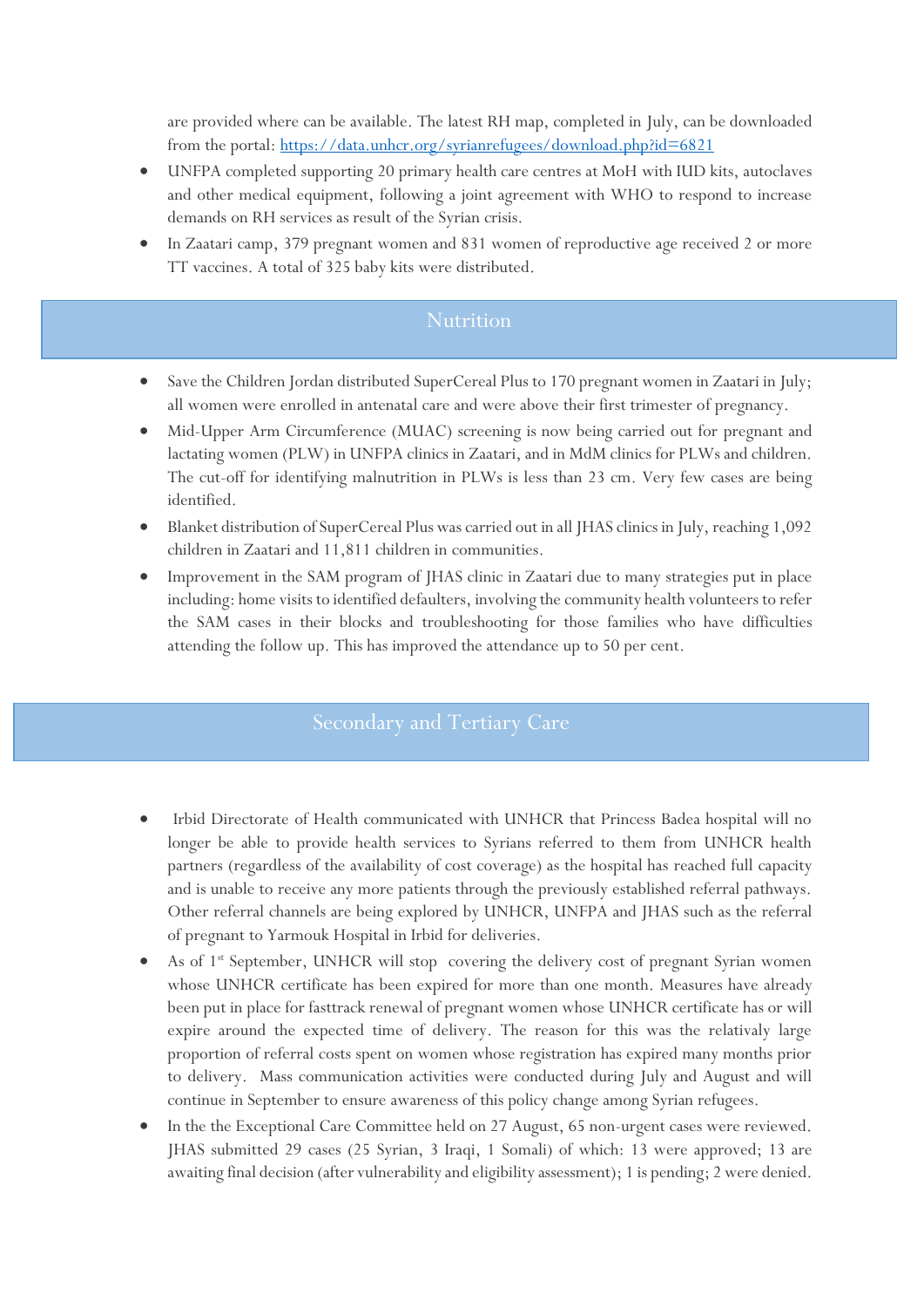are provided where can be available. The latest RH map, completed in July, can be downloaded from the portal: https://data.unhcr.org/syrianrefugees/download.php?id=6821

- UNFPA completed supporting 20 primary health care centres at MoH with IUD kits, autoclaves and other medical equipment, following a joint agreement with WHO to respond to increase demands on RH services as result of the Syrian crisis.
- In Zaatari camp, 379 pregnant women and 831 women of reproductive age received 2 or more TT vaccines. A total of 325 baby kits were distributed.

## Nutrition

- Save the Children Jordan distributed SuperCereal Plus to 170 pregnant women in Zaatari in July; all women were enrolled in antenatal care and were above their first trimester of pregnancy.
- Mid-Upper Arm Circumference (MUAC) screening is now being carried out for pregnant and lactating women (PLW) in UNFPA clinics in Zaatari, and in MdM clinics for PLWs and children. The cut-off for identifying malnutrition in PLWs is less than 23 cm. Very few cases are being identified.
- Blanket distribution of SuperCereal Plus was carried out in all JHAS clinics in July, reaching 1,092 children in Zaatari and 11,811 children in communities.
- Improvement in the SAM program of JHAS clinic in Zaatari due to many strategies put in place including: home visits to identified defaulters, involving the community health volunteers to refer the SAM cases in their blocks and troubleshooting for those families who have difficulties attending the follow up. This has improved the attendance up to 50 per cent.

## Secondary and Tertiary Care

- Irbid Directorate of Health communicated with UNHCR that Princess Badea hospital will no longer be able to provide health services to Syrians referred to them from UNHCR health partners (regardless of the availability of cost coverage) as the hospital has reached full capacity and is unable to receive any more patients through the previously established referral pathways. Other referral channels are being explored by UNHCR, UNFPA and JHAS such as the referral of pregnant to Yarmouk Hospital in Irbid for deliveries.
- As of 1st September, UNHCR will stop covering the delivery cost of pregnant Syrian women whose UNHCR certificate has been expired for more than one month. Measures have already been put in place for fasttrack renewal of pregnant women whose UNHCR certificate has or will expire around the expected time of delivery. The reason for this was the relativaly large proportion of referral costs spent on women whose registration has expired many months prior to delivery. Mass communication activities were conducted during July and August and will continue in September to ensure awareness of this policy change among Syrian refugees.
- In the the Exceptional Care Committee held on 27 August, 65 non-urgent cases were reviewed. JHAS submitted 29 cases (25 Syrian, 3 Iraqi, 1 Somali) of which: 13 were approved; 13 are awaiting final decision (after vulnerability and eligibility assessment); 1 is pending; 2 were denied.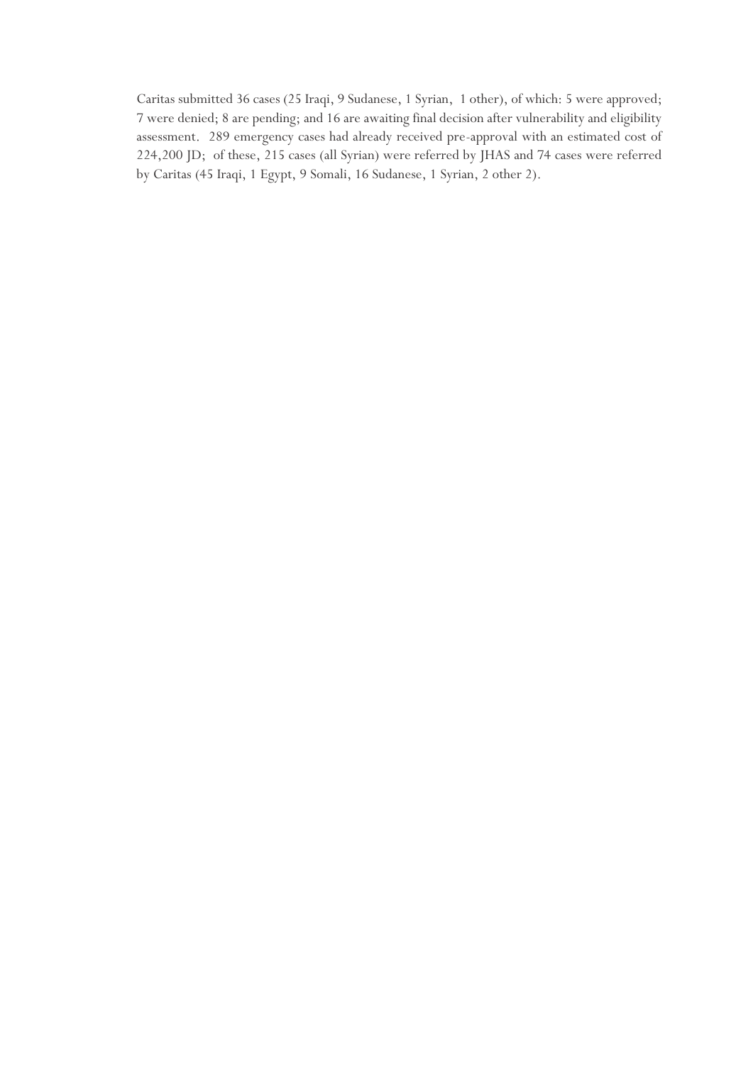Caritas submitted 36 cases (25 Iraqi, 9 Sudanese, 1 Syrian, 1 other), of which: 5 were approved; 7 were denied; 8 are pending; and 16 are awaiting final decision after vulnerability and eligibility assessment. 289 emergency cases had already received pre-approval with an estimated cost of 224,200 JD; of these, 215 cases (all Syrian) were referred by JHAS and 74 cases were referred by Caritas (45 Iraqi, 1 Egypt, 9 Somali, 16 Sudanese, 1 Syrian, 2 other 2).